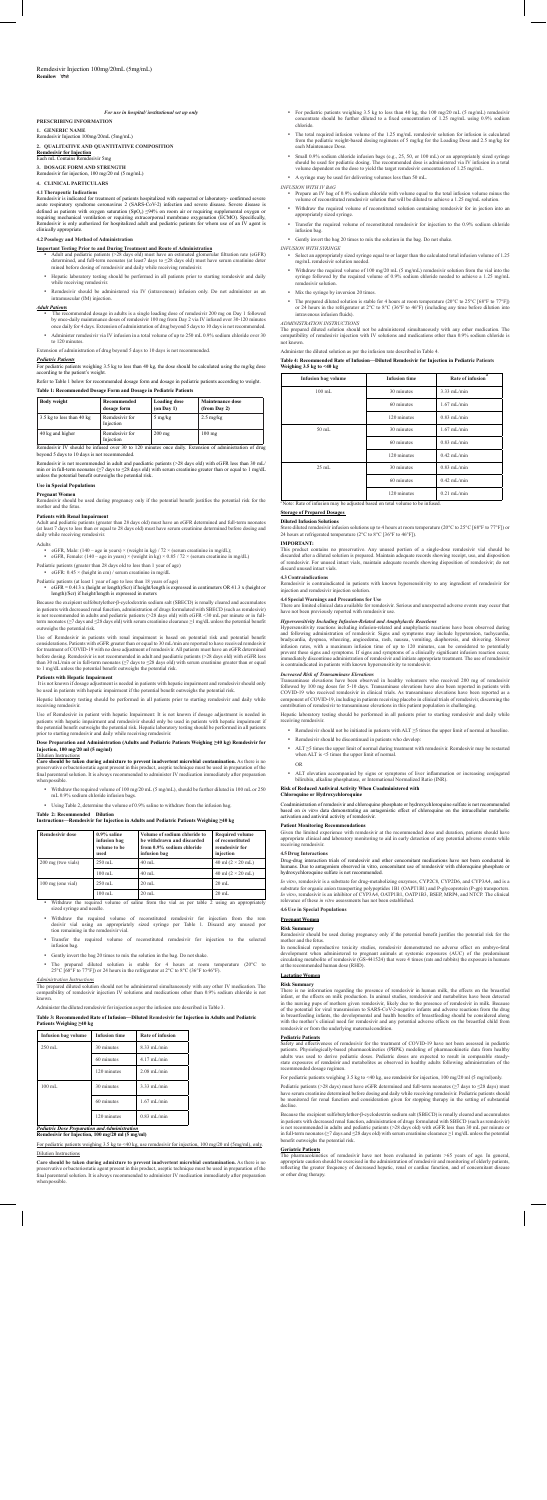Remdesivir Injection 100mg/20mL (5mg/mL)

*For use in hospital/ institutional set up only*

**PRESCRIBING INFORMATION**

**1. GENERIC NAME**

Remdesivir Injection 100mg/20mL (5mg/mL)

**2. QUALITATIVE AND QUANTITATIVE COMPOSITION**

**Remdesivir for Injection**

Each mL Contains Remdesivir 5mg

**3. DOSAGE FORM AND STRENGTH**

Remdesivir for injection, 100 mg/20 ml (5 mg/mL)

**4. CLINICAL PARTICULARS**

**4.1 Therapeutic Indications**

Remdesivir is indicated for treatment of patients hospitalized with suspected or laboratory- confirmed severe acute respiratory syndrome coronavirus 2 (SARS-CoV-2) infection and severe disease. Severe disease is defined as patients with oxygen saturation ($SpO_2$) ≤94% on room air or requiring supplemental oxygen or requiring mechanical ventilation or requiring extracorporeal membrane oxygenation (ECMO). Specifically, Remdesivir is only authorized for hospitalized adult and pediatric patients for whom use of an IV agent is clinically appropriate.

**4.2 Posology and Method of Administration**

**Important Testing Prior to and During Treatment and Route of Administration**

- Adult and pediatric patients (>28 days old) must have an estimated glomerular filtration rate (eGFR) determined, and full-term neonates (at least 7 days to ≤28 days old) must have serum creatinine clearance determined before dosing of remdesivir and daily while receiving remdesivir.
- Hepatic laboratory testing should be performed in all patients prior to starting remdesivir and daily while receiving remdesivir.
- Remdesivir should be administered via IV (intravenous) infusion only. Do not administer as an intramuscular (IM) injection.

***Adult Patients***

- The recommended dosage in adults is a single loading dose of remdesivir 200 mg on Day 1 followed by once-daily maintenance doses of remdesivir 100 mg from Day 2 via IV infused over 30-120 minutes once daily for 4 days. Extension of administration of drug beyond 5 days to 10 days is not recommended.
- Administer remdesivir via IV infusion in a total volume of up to 250 mL 0.9% sodium chloride over 30 to 120 minutes.

Extension of administration of drug beyond 5 days to 10 days is not recommended.

***Pediatric Patients***

For pediatric patients weighing 3.5 kg to less than 40 kg, the dose should be calculated using the mg/kg dose according to the patient's weight.

Refer to Table 1 below for recommended dosage form and dosage in pediatric patients according to weight.

**Table 1: Recommended Dosage Form and Dosage in Pediatric Patients**

| Body weight | Recommended dosage form | Loading dose (on Day 1) | Maintenance dose (from Day 2) |
|---|---|---|---|
| 3.5 kg to less than 40 kg | Remdesivir for Injection | 5 mg/kg | 2.5 mg/kg |
| 40 kg and higher | Remdesivir for Injection | 200 mg | 100 mg |

Remdesivir IV should be infused over 30 to 120 minutes once daily. Extension of administration of drug beyond 5 days to 10 days is not recommended.

Remdesivir is not recommended in adult and pediatric patients (>28 days old) with eGFR less than 30 mL/min or in full-term neonates (≥7 days to ≤28 days old) with serum creatinine clearance greater than or equal to 1 mg/dL unless the potential benefit outweighs the potential risk.

**Use in Special Populations**

**Pregnant Women**

Remdesivir should be used during pregnancy only if the potential benefit justifies the potential risk for the mother and the fetus.

**Patients with Renal Impairment**

Adult and pediatric patients (greater than 28 days old) must have an eGFR determined and full-term neonates (at least 7 days to less than or equal to 28 days old) must have serum creatinine determined before dosing and daily while receiving remdesivir.

Adults:

- eGFR, Male: (140 – age in years) × (weight in kg) / 72 × (serum creatinine in mg/dL);
- eGFR, Female: (140 – age in years) × (weight in kg) × 0.85 / 72 × (serum creatinine in mg/dL).

Pediatric patients (greater than 28 days old to less than 1 year of age):

- eGFR: 0.45 × (height in cm) / serum creatinine in mg/dL

Pediatric patients (at least 1 year of age to less than 18 years of age):

- eGFR = 0.413 x (height or length)/Scr) if height/length is expressed in centimeters OR 41.3 x (height or length)/Scr) if height/length is expressed in meters

Because the excipient sulfobutylether-β-cyclodextrin sodium salt (SBECD) is renally cleared and accumulates in patients with decreased renal function, administration of drugs formulated with SBECD (such as remdesivir) is not recommended in adults and pediatric patients (>28 days old) with eGFR <30 mL per minute or in full-term neonates (≥7 days and ≤28 days old) with serum creatinine clearance ≥1 mg/dL unless the potential benefit outweighs the potential risk.

Use of Remdesivir in patients with renal impairment is based on potential risk and potential benefit considerations. Patients with eGFR greater than or equal to 30 mL/min are reported to have received remdesivir for treatment of COVID-19 with no dose adjustment of remdesivir. All patients must have an eGFR determined before dosing. Remdesivir is not recommended in adult and pediatric patients (>28 days old) with eGFR less than 30 mL/min or in full-term neonates (≥7 days to ≤28 days old) with serum creatinine greater than or equal to 1 mg/dL unless the potential benefit outweighs the potential risk.

**Patients with Hepatic Impairment**

It is not known if dosage adjustment is needed in patients with hepatic impairment and remdesivir should only be used in patients with hepatic impairment if the potential benefit outweighs the potential risk.

Hepatic laboratory testing should be performed in all patients prior to starting remdesivir and daily while receiving remdesivir.

Use of Remdesivir in patient with hepatic impairment: It is not known if dosage adjustment is needed in patients with hepatic impairment and remdesivir should only be used in patients with hepatic impairment if the potential benefit outweighs the potential risk. Hepatic laboratory testing should be performed in all patients prior to starting remdesivir and daily while receiving remdesivir.

**Dose Preparation and Administration (Adults and Pediatric Patients Weighing ≥40 kg) Remdesivir for Injection, 100 mg/20 ml (5 mg/ml)**

Dilution Instructions

**Care should be taken during admixture to prevent inadvertent microbial contamination.** As there is no preservative or bacteriostatic agent present in this product, aseptic technique must be used in preparation of the final parenteral solution. It is always recommended to administer IV medication immediately after preparation when possible.

- Withdraw the required volume of 100 mg/20 mL (5 mg/mL) remdesivir, should be further diluted in 100 mL or 250 mL 0.9% sodium chloride infusion bags.
- Using Table 2, determine the volume of 0.9% saline to withdraw from the infusion bag.

**Table 2: Recommended Dilution Instructions—Remdesivir for Injection in Adults and Pediatric Patients Weighing ≥40 kg**

| Remdesivir dose | 0.9% saline infusion bag volume to be used | Volume of sodium chloride to be withdrawn and discarded from 0.9% sodium chloride infusion bag | Required volume of reconstituted remdesivir for injection |
|---|---|---|---|
| 200 mg (two vials) | 250 mL | 40 mL | 40 mL (2 × 20 mL) |
| | 100 mL | 40 mL | 40 mL (2 × 20 mL) |
| 100 mg (one vial) | 250 mL | 20 mL | 20 mL |
| | 100 mL | 20 mL | 20 mL |

- Withdraw the required volume of saline from the vial as per table 2 using an appropriately sized syringe and needle.
- Withdraw the required volume of reconstituted remdesivir for injection from the remdesivir vial using an appropriately sized syringe per Table 1. Discard any unused portion remaining in the remdesivir vial.
- Transfer the required volume of reconstituted remdesivir for injection to the selected infusion bag.
- Gently invert the bag 20 times to mix the solution in the bag. Do not shake.
- The prepared diluted solution is stable for 4 hours at room temperature (20°C to 25°C [68°F to 77°F]) or 24 hours in the refrigerator at 2°C to 8°C (36°F to 46°F).

*Administration Instructions*

The prepared diluted solution should not be administered simultaneously with any other IV medication. The compatibility of remdesivir injection with IV solutions and medications other than 0.9% sodium chloride is not known.

Administer the diluted remdesivir for injection as per the infusion rate described in Table 3.

**Table 3: Recommended Rate of Infusion—Diluted Remdesivir for Injection in Adults and Pediatric Patients Weighing ≥40 kg**

| Infusion bag volume | Infusion time | Rate of infusion |
|---|---|---|
| 250 mL | 30 minutes | 8.33 mL/min |
| | 60 minutes | 4.17 mL/min |
| | 120 minutes | 2.08 mL/min |
| 100 mL | 30 minutes | 3.33 mL/min |
| | 60 minutes | 1.67 mL/min |
| | 120 minutes | 0.83 mL/min |

***Pediatric Dose Preparation and Administration***

**Remdesivir for Injection, 100 mg/20 ml (5 mg/ml)**

For pediatric patients weighing 3.5 kg to <40 kg, use remdesivir for injection, 100 mg/20 ml (5mg/ml), only.

Dilution Instructions

**Care should be taken during admixture to prevent inadvertent microbial contamination.** As there is no preservative or bacteriostatic agent present in this product, aseptic technique must be used in preparation of the final parenteral solution. It is always recommended to administer IV medication immediately after preparation when possible.

- For pediatric patients weighing 3.5 kg to less than 40 kg, the 100 mg/20 mL (5 mg/mL) remdesivir concentrate should be further diluted to a fixed concentration of 1.25 mg/mL using 0.9% sodium chloride.
- The total required infusion volume of the 1.25 mg/mL remdesivir solution for infusion is calculated from the pediatric weight-based dosing regimens of 5 mg/kg for the Loading Dose and 2.5 mg/kg for each Maintenance Dose.
- Small 0.9% sodium chloride infusion bags (e.g., 25, 50, or 100 mL) or an appropriately sized syringe should be used for pediatric dosing. The recommended dose is administered via IV infusion in a total volume dependent on the dose to yield the target remdesivir concentration of 1.25 mg/mL.
- A syringe may be used for delivering volumes less than 50 mL.

*INFUSION WITH IV BAG*

- Prepare an IV bag of 0.9% sodium chloride with volume equal to the total infusion volume minus the volume of reconstituted remdesivir solution that will be diluted to achieve a 1.25 mg/mL solution.
- Withdraw the required volume of reconstituted solution containing remdesivir for in jection into an appropriately sized syringe.
- Transfer the required volume of reconstituted remdesivir for injection to the 0.9% sodium chloride infusion bag.
- Gently invert the bag 20 times to mix the solution in the bag. Do not shake.

*INFUSION WITH SYRINGE*

- Select an appropriately sized syringe equal to or larger than the calculated total infusion volume of 1.25 mg/mL remdesivir solution needed.
- Withdraw the required volume of 100 mg/20 mL (5 mg/mL) remdesivir solution from the vial into the syringe followed by the required volume of 0.9% sodium chloride needed to achieve a 1.25 mg/mL remdesivir solution.
- Mix the syringe by inversion 20 times.
- The prepared diluted solution is stable for 4 hours at room temperature (20°C to 25°C [68°F to 77°F]) or 24 hours in the refrigerator at 2°C to 8°C (36°F to 46°F) (including any time before dilution into intravenous infusion fluids).

*ADMINISTRATION INSTRUCTIONS*

The prepared diluted solution should not be administered simultaneously with any other medication. The compatibility of remdesivir injection with IV solutions and medications other than 0.9% sodium chloride is not known.

Administer the diluted solution as per the infusion rate described in Table 4.

**Table 4: Recommended Rate of Infusion—Diluted Remdesivir for Injection in Pediatric Patients Weighing 3.5 kg to <40 kg**

| Infusion bag volume | Infusion time | Rate of infusion[a] |
|---|---|---|
| 100 mL | 30 minutes | 3.33 mL/min |
| | 60 minutes | 1.67 mL/min |
| | 120 minutes | 0.83 mL/min |
| 50 mL | 30 minutes | 1.67 mL/min |
| | 60 minutes | 0.83 mL/min |
| | 120 minutes | 0.42 mL/min |
| 25 mL | 30 minutes | 0.83 mL/min |
| | 60 minutes | 0.42 mL/min |
| | 120 minutes | 0.21 mL/min |

Note: Rate of infusion may be adjusted based on total volume to be infused.

**Storage of Prepared Dosages**

**Diluted Infusion Solutions**

Store diluted remdesivir infusion solutions up to 4 hours at room temperature (20°C to 25°C [68°F to 77°F]) or 24 hours at refrigerated temperature (2°C to 8°C [36°F to 46°F]).

**IMPORTANT:**

This product contains no preservative. Any unused portion of a single-dose remdesivir vial should be discarded after a diluted solution is prepared. Maintain adequate records showing receipt, use, and disposition of remdesivir. For unused intact vials, maintain adequate records showing disposition of remdesivir; do not discard unused intact vials.

**4.3 Contraindications**

Remdesivir is contraindicated in patients with known hypersensitivity to any ingredient of remdesivir for injection and remdesivir injection solution.

**4.4 Special Warnings and Precautions for Use**

There are limited clinical data available for remdesivir. Serious and unexpected adverse events may occur that have not been previously reported with remdesivir use.

***Hypersensitivity Including Infusion-Related and Anaphylactic Reactions***

Hypersensitivity reactions including infusion-related and anaphylactic reactions have been observed during and following administration of remdesivir. Signs and symptoms may include hypotension, tachycardia, bradycardia, dyspnea, wheezing, angioedema, rash, nausea, vomiting, diaphoresis, and shivering. Slower infusion rates, with a maximum infusion time of up to 120 minutes, can be considered to potentially prevent these signs and symptoms. If signs and symptoms of a clinically significant infusion reaction occur, immediately discontinue administration of remdesivir and initiate appropriate treatment. The use of remdesivir is contraindicated in patients with known hypersensitivity to remdesivir.

***Increased Risk of Transaminase Elevations***

Transaminase elevations have been observed in healthy volunteers who received 200 mg of remdesivir followed by 100 mg doses for 5-10 days. Transaminase elevations have also been reported in patients with COVID-19 who received remdesivir in clinical trials. As transaminase elevations have been reported as a component of COVID-19, including in patients receiving placebo in clinical trials of remdesivir, discerning the contribution of remdesivir to transaminase elevations in this patient population is challenging.

Hepatic laboratory testing should be performed in all patients prior to starting remdesivir and daily while receiving remdesivir.

- Remdesivir should not be initiated in patients with ALT ≥5 times the upper limit of normal at baseline.
- Remdesivir should be discontinued in patients who develop:
- ALT ≥5 times the upper limit of normal during treatment with remdesivir. Remdesivir may be restarted when ALT is <5 times the upper limit of normal.

OR

- ALT elevation accompanied by signs or symptoms of liver inflammation or increasing conjugated bilirubin, alkaline phosphatase, or International Normalized Ratio (INR).

**Risk of Reduced Antiviral Activity When Coadministered with Chloroquine or Hydroxychloroquine**

Coadministration of remdesivir and chloroquine phosphate or hydroxychloroquine sulfate is not recommended based on *in vitro* data demonstrating an antagonistic effect of chloroquine on the intracellular metabolic activation and antiviral activity of remdesivir.

**Patient Monitoring Recommendations**

Given the limited experience with remdesivir at the recommended dose and duration, patients should have appropriate clinical and laboratory monitoring to aid in early detection of any potential adverse events while receiving remdesivir.

**4.5 Drug Interactions**

Drug-drug interaction trials of remdesivir and other concomitant medications have not been conducted in humans. Due to antagonism observed in vitro, concomitant use of remdesivir with chloroquine phosphate or hydroxychloroquine sulfate is not recommended.

*In vitro*, remdesivir is a substrate for drug metabolizing enzymes, CYP2C8, CYP2D6, and CYP3A4, and is a substrate for organic anion transporting polypeptides 1B1 (OATP1B1) and P-glycoprotein (P-gp) transporters. *In vitro*, remdesivir is an inhibitor of CYP3A4, OATP1B1, OATP1B3, BSEP, MRP4, and NTCP. The clinical relevance of these *in vitro* assessments has not been established.

**4.6 Use in Special Populations**

**Pregnant Women**

**Risk Summary**

Remdesivir should be used during pregnancy only if the potential benefit justifies the potential risk for the mother and the fetus.

In nonclinical reproductive toxicity studies, remdesivir demonstrated no adverse effect on embryo-fetal development when administered to pregnant animals at systemic exposures (AUC) of the predominant circulating metabolite of remdesivir (GS-441524) that were 4 times (rats and rabbits) the exposure in humans at the recommended human dose (RHD).

**Lactating Women**

**Risk Summary**

There is no information regarding the presence of remdesivir in human milk, the effects on the breastfed infant, or the effects on milk production. In animal studies, remdesivir and metabolites have been detected in the nursing pups of mothers given remdesivir, likely due to the presence of remdesivir in milk. Because of the potential for viral transmission to SARS-CoV-2-negative infants and adverse reactions from the drug in breastfeeding infants, the developmental and health benefits of breastfeeding should be considered along with the mother's clinical need for remdesivir and any potential adverse effects on the breastfed child from remdesivir or from the underlying maternal condition.

**Pediatric Patients**

Safety and effectiveness of remdesivir for the treatment of COVID-19 have not been assessed in pediatric patients. Physiologically-based pharmacokinetic (PBPK) modeling of pharmacokinetic data from healthy adults was used to derive pediatric doses. Pediatric doses are expected to result in comparable steady-state exposures of remdesivir and metabolites as observed in healthy adults following administration of the recommended dosage regimen.

For pediatric patients weighing 3.5 kg to <40 kg, use remdesivir for injection, 100 mg/20 ml (5 mg/ml) only.

Pediatric patients (>28 days) must have eGFR determined and full-term neonates (≥7 days to ≤28 days) must have serum creatinine determined before dosing and daily while receiving remdesivir. Pediatric patients should be monitored for renal function and consideration given for stopping therapy in the setting of substantial decline.

Because the excipient sulfobutylether-β-cyclodextrin sodium salt (SBECD) is renally cleared and accumulates in patients with decreased renal function, administration of drugs formulated with SBECD (such as remdesivir) is not recommended in adults and pediatric patients (>28 days old) with eGFR less than 30 mL per minute or in full-term neonates (≥7 days and ≤28 days old) with serum creatinine clearance ≥1 mg/dL unless the potential benefit outweighs the potential risk.

**Geriatric Patients**

The pharmacokinetics of remdesivir have not been evaluated in patients >65 years of age. In general, appropriate caution should be exercised in the administration of remdesivir and monitoring of elderly patients, reflecting the greater frequency of decreased hepatic, renal or cardiac function, and of concomitant disease or other drug therapy.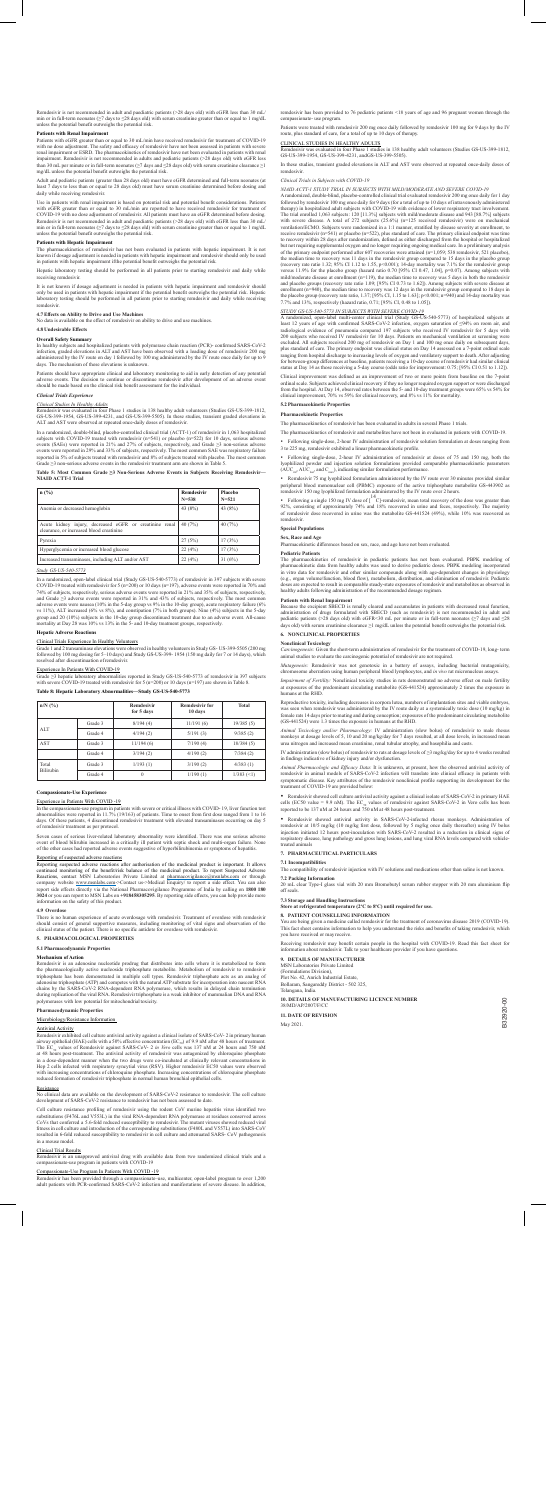Remdesivir is not recommended in adult and paediatric patients (>28 days old) with eGFR less than 30 mL/min or in full-term neonates (≥7 days to ≤28 days old) with serum creatinine greater than or equal to 1 mg/dL unless the potential benefit outweighs the potential risk.

**Patients with Renal Impairment**

Patients with eGFR greater than or equal to 30 mL/min have received remdesivir for treatment of COVID-19 with no dose adjustment. The safety and efficacy of remdesivir have not been assessed in patients with severe renal impairment or ESRD. The pharmacokinetics of remdesivir have not been evaluated in patients with renal impairment. Remdesivir is not recommended in adults and pediatric patients (>28 days old) with eGFR less than 30 mL/min or in full-term neonates (≥7 days and ≤28 days old) with serum creatinine clearance ≥1 mg/dL unless the potential benefit outweighs the potential risk.

Adult and paediatric patients (greater than 28 days old) must have eGFR determined and full-term neonates (at least 7 days to less than or equal to 28 days old) must have serum creatinine determined before dosing and daily while receiving remdesivir.

Use in patients with renal impairment is based on potential risk and potential benefit considerations. Patients with eGFR greater than or equal to 30 mL/min are reported to have received remdesivir for treatment of COVID-19 with no dose adjustment of remdesivir. All patients must have an eGFR determined before dosing. Remdesivir is not recommended in adult and paediatric patients (>28 days old) with eGFR less than 30 mL/min or in full-term neonates (≥7 days to ≤28 days old) with serum creatinine greater than or equal to 1 mg/dL unless the potential benefit outweighs the potential risk.

**Patients with Hepatic Impairment**

The pharmacokinetics of remdesivir has not been evaluated in patients with hepatic impairment. It is not known if dosage adjustment is needed in patients with hepatic impairment and remdesivir should only be used in patients with hepatic impairment if the potential benefit outweighs the potential risk.

Hepatic laboratory testing should be performed in all patients prior to starting remdesivir and daily while receiving remdesivir.

It is not known if dosage adjustment is needed in patients with hepatic impairment and remdesivir should only be used in patients with hepatic impairment if the potential benefit outweighs the potential risk. Hepatic laboratory testing should be performed in all patients prior to starting remdesivir and daily while receiving remdesivir.

**4.7 Effects on Ability to Drive and Use Machines**

No data is available on the effect of remdesivir on ability to drive and use machines.

**4.8 Undesirable Effects**

**Overall Safety Summary**

In healthy subjects and hospitalized patients with polymerase chain reaction (PCR)- confirmed SARS-CoV-2 infection, graded elevations in ALT and AST have been observed with a loading dose of remdesivir 200 mg administered by the IV route on day 1 followed by 100 mg administered by the IV route once daily for up to 9 days. The mechanism of these elevations is unknown.

Patients should have appropriate clinical and laboratory monitoring to aid in early detection of any potential adverse events. The decision to continue or discontinue remdesivir after development of an adverse event should be made based on the clinical risk benefit assessment for the individual.

*Clinical Trials Experience*

*Clinical Studies in Healthy Adults*

Remdesivir was evaluated in four Phase 1 studies in 138 healthy adult volunteers (Studies GS-US-399-1812, GS-US-399-1954, GS-US-399-4231, and GS-US-399-5505). In these studies, transient graded elevations in ALT and AST were observed at repeated once-daily doses of remdesivir.

In a randomized, double-blind, placebo-controlled clinical trial (ACTT-1) of remdesivir in 1,063 hospitalized subjects with COVID-19 treated with remdesivir (n=541) or placebo (n=522) for 10 days, serious adverse events (SAEs) were reported in 21% and 27% of subjects, respectively, and Grade ≥3 non-serious adverse events were reported in 29% and 33% of subjects, respectively. The most common SAE was respiratory failure reported in 5% of subjects treated with remdesivir and 8% of subjects treated with placebo. The most common Grade ≥3 non-serious adverse events in the remdesivir treatment arm are shown in Table 5.

**Table 5: Most Common Grade ≥3 Non-Serious Adverse Events in Subjects Receiving Remdesivir—NIAID ACTT-1 Trial**

| n (%) | Remdesivir N=530 | Placebo N=521 |
|---|---|---|
| Anemia or decreased hemoglobin | 43 (8%) | 43 (8%) |
| Acute kidney injury, decreased eGFR or creatinine renal clearance, or increased blood creatinine | 40 (7%) | 40 (7%) |
| Pyrexia | 27 (5%) | 17 (3%) |
| Hyperglycemia or increased blood glucose | 22 (4%) | 17 (3%) |
| Increased transaminases, including ALT and/or AST | 22 (4%) | 31 (6%) |

*Study GS-US-540-5773*

In a randomized, open-label clinical trial (Study GS-US-540-5773) of remdesivir in 397 subjects with severe COVID-19 treated with remdesivir for 5 (n=200) or 10 days (n=197), adverse events were reported in 70% and 74% of subjects, respectively, serious adverse events were reported in 21% and 35% of subjects, respectively, and Grade ≥3 adverse events were reported in 31% and 43% of subjects, respectively. The most common adverse events were nausea (10% in the 5-day group vs 9% in the 10-day group), acute respiratory failure (6% vs 11%), ALT increased (6% vs 8%), and constipation (7% in both groups). Nine (4%) subjects in the 5-day group and 20 (10%) subjects in the 10-day group discontinued treatment due to an adverse event. All-cause mortality at Day 28 was 10% vs 13% in the 5- and 10-day treatment groups, respectively.

**Hepatic Adverse Reactions**

Clinical Trials Experience in Healthy Volunteers

Grade 1 and 2 transaminase elevations were observed in healthy volunteers in Study GS-US-399-5505 (200 mg followed by 100 mg dosing for 5–10 days) and Study GS-US-399-1954 (150 mg daily for 7 or 14 days), which resolved after discontinuation of remdesivir.

Experience in Patients With COVID-19

Grade ≥3 hepatic laboratory abnormalities reported in Study GS-US-540-5773 of remdesivir in 397 subjects with severe COVID-19 treated with remdesivir for 5 (n=200) or 10 days (n=197) are shown in Table 8.

**Table 8: Hepatic Laboratory Abnormalities—Study GS-US-540-5773**

| n/N (%) | | Remdesivir for 5 days | Remdesivir for 10 days | Total |
|---|---|---|---|---|
| ALT | Grade 3 | 8/194 (4) | 11/191 (6) | 19/385 (5) |
| | Grade 4 | 4/194 (2) | 5/191 (3) | 9/385 (2) |
| AST | Grade 3 | 11/190 (6) | 7/190 (4) | 18/380 (5) |
| | Grade 4 | 3/194 (2) | 4/190 (2) | 7/384 (2) |
| Total Bilirubin | Grade 3 | 1/193 (1) | 3/190 (2) | 4/383 (1) |
| | Grade 4 | 0 | 1/190 (1) | 1/383 (<1) |

**Compassionate-Use Experience**

Experience in Patients With COVID-19

In the compassionate-use program in patients with severe or critical illness with COVID-19, liver function test abnormalities were reported in 11.7% (19/163) of patients. Time to onset from first dose ranged from 1 to 16 days. Of these patients, 8 discontinued remdesivir treatment with elevated transaminases occurring on day 5 of remdesivir treatment as per protocol.

Seven cases of serious liver-related laboratory abnormality were identified. There was one serious adverse event of blood bilirubin increased in a critically ill patient with septic shock and multi-organ failure. None of the other cases had reported adverse events suggestive of hyperbilirubinemia or symptoms of hepatitis.

Reporting of suspected adverse reactions

Reporting suspected adverse reactions after authorization of the medicinal product is important. It allows continued monitoring of the benefit/risk balance of the medicinal product. To report Suspected Adverse Reactions, contact MSN Laboratories Private Limited at pharmacovigilance@msnlabs.com or through company website www.msnlabs.com ->Contact us->Medical Enquiry: to report a side effect. You can also report side effects directly via the National Pharmacovigilance Programme of India by calling on **1800 180 3024** or you can report to MSN Labs on **+916303085299**. By reporting side effects, you can help provide more information on the safety of this product.

**4.9 Overdose**

There is no human experience of acute overdosage with remdesivir. Treatment of overdose with remdesivir should consist of general supportive measures including monitoring of vital signs and observation of the clinical status of the patient. There is no specific antidote for overdose with remdesivir.

**5. PHARMACOLOGICAL PROPERTIES**

**5.1 Pharmacodynamic Properties**

**Mechanism of Action**

Remdesivir is an adenosine nucleotide prodrug that distributes into cells where it is metabolized to form the pharmacologically active nucleoside triphosphate metabolite. Metabolism of remdesivir to remdesivir triphosphate has been demonstrated in multiple cell types. Remdesivir triphosphate acts as an analog of adenosine triphosphate (ATP) and competes with the natural ATP substrate for incorporation into nascent RNA chains by the SARS-CoV-2 RNA-dependent RNA polymerase, which results in delayed chain termination during replication of the viral RNA. Remdesivir triphosphate is a weak inhibitor of mammalian DNA and RNA polymerases with low potential for mitochondrial toxicity.

**Pharmacodynamic Properties**

Microbiology/Resistance Information

Antiviral Activity

Remdesivir exhibited cell culture antiviral activity against a clinical isolate of SARS-CoV-2 in primary human airway epithelial (HAE) cells with a 50% effective concentration ($EC_{50}$) of 9.9 nM after 48 hours of treatment. The $EC_{50}$ values of Remdesivir against SARS-CoV-2 in Vero cells was 137 nM at 24 hours and 750 nM at 48 hours post-treatment. The antiviral activity of remdesivir was antagonized by chloroquine phosphate in a dose-dependent manner when the two drugs were co-incubated at clinically relevant concentrations in Hep-2 cells infected with respiratory syncytial virus (RSV). Higher remdesivir $EC_{50}$ values were observed with increasing concentrations of chloroquine phosphate. Increasing concentrations of chloroquine phosphate reduced formation of remdesivir triphosphate in normal human bronchial epithelial cells.

Resistance

No clinical data are available on the development of SARS-CoV-2 resistance to remdesivir. The cell culture development of SARS-CoV-2 resistance to remdesivir has not been assessed to date.

Cell culture resistance profiling of remdesivir using the rodent CoV murine hepatitis virus identified two substitutions (F476L and V553L) in the viral RNA-dependent RNA polymerase at residues conserved across CoVs that conferred a 5.6-fold reduced susceptibility to remdesivir. The mutant viruses showed reduced viral fitness in cell culture and introduction of the corresponding substitutions (F480L and V557L) into SARS-CoV resulted in 6-fold reduced susceptibility to remdesivir in cell culture and attenuated SARS- CoV pathogenesis in a mouse model.

Clinical Trial Results

Remdesivir is an unapproved antiviral drug with available data from two randomized clinical trials and a compassionate-use program in patients with COVID-19.

Compassionate-Use Program In Patients With COVID-19

Remdesivir has been provided through a compassionate-use, multicenter, open-label program to over 1,200 adult patients with PCR-confirmed SARS-CoV-2 infection and manifestations of severe disease. In addition, remdesivir has been provided to 76 pediatric patients <18 years of age and 86 pregnant women through the compassionate- use program.

Patients were treated with remdesivir 200 mg once daily followed by remdesivir 100 mg for 9 days by the IV route, plus standard of care, for a total of up to 10 days of therapy.

CLINICAL STUDIES IN HEALTHY ADULTS

Remdesivir was evaluated in four Phase 1 studies in 138 healthy adult volunteers (Studies GS-US-399-1812, GS-US-399-1954, GS-US-399-4231, andGS-US-399-5505).

In these studies, transient graded elevations in ALT and AST were observed at repeated once-daily doses of remdesivir.

*Clinical Trials in Subjects with COVID-19*

*NIAID ACTT-1 STUDY TRIAL IN SUBJECTS WITH MILD/MODERATE AND SEVERE COVID-19*

A randomized, double-blind, placebo-controlled clinical trial evaluated remdesivir 200 mg once daily for 1 day followed by remdesivir 100 mg once daily for 9 days (for a total of up to 10 days of intravenously administered therapy) in hospitalized adult subjects with COVID-19 with evidence of lower respiratory tract involvement. The trial enrolled 1,063 subjects: 120 (11.3%) subjects with mild/moderate disease and 943 (88.7%) subjects with severe disease. A total of 272 subjects (25.6%) (n=125 received remdesivir) were on mechanical ventilation/ECMO. Subjects were randomized in a 1:1 manner, stratified by disease severity at enrollment, to receive remdesivir (n=541) or placebo (n=522), plus standard of care. The primary clinical endpoint was time to recovery within 28 days after randomization, defined as either discharged from the hospital or hospitalized but not requiring supplemental oxygen and no longer requiring ongoing medical care. In a preliminary analysis of the primary endpoint performed after 607 recoveries were attained (n=1,059; 538 remdesivir, 521 placebo), the median time to recovery was 11 days in the remdesivir group compared to 15 days in the placebo group (recovery rate ratio 1.32; 95% CI 1.12 to 1.55, p<0.001). 14-day mortality was 7.1% for the remdesivir group versus 11.9% for the placebo group (hazard ratio 0.70 [95% CI 0.47, 1.04], p=0.07). Among subjects with mild/moderate disease at enrollment (n=119), the median time to recovery was 5 days in both the remdesivir and placebo groups (recovery rate ratio 1.09; [95% CI 0.73 to 1.62]). Among subjects with severe disease at enrollment (n=940), the median time to recovery was 12 days in the remdesivir group compared to 18 days in the placebo group (recovery rate ratio 1.37; [95% CI, 1.15 to 1.63], p<0.001; n=940) and 14-day mortality was 7.7% and 13%, respectively (hazard ratio, 0.71; [95% CI, 0.48 to 1.05]).

*STUDY GS-US-540-5773 IN SUBJECTS WITH SEVERE COVID-19*

A randomized, open-label multi-center clinical trial (Study GS-US-540-5773) of hospitalized subjects at least 12 years of age with confirmed SARS-CoV-2 infection, oxygen saturation of ≤94% on room air, and radiological evidence of pneumonia compared 197 subjects who received IV remdesivir for 5 days with 200 subjects who received IV remdesivir for 10 days. Patients on mechanical ventilation at screening were excluded. All subjects received 200 mg of remdesivir on Day 1 and 100 mg once daily on subsequent days, plus standard of care. The primary endpoint was clinical status on Day 14 assessed on a 7-point ordinal scale ranging from hospital discharge to increasing levels of oxygen and ventilatory support to death. After adjusting for between-group differences at baseline, patients receiving a 10-day course of remdesivir had similar clinical status at Day 14 as those receiving a 5-day course (odds ratio for improvement: 0.75; [95% CI 0.51 to 1.12]).

Clinical improvement was defined as an improvement of two or more points from baseline on the 7-point ordinal scale. Subjects achieved clinical recovery if they no longer required oxygen support or were discharged from the hospital. At Day 14, observed rates between the 5- and 10-day treatment groups were 65% vs 54% for clinical improvement, 70% vs 59% for clinical recovery, and 8% vs 11% for mortality.

**5.2 Pharmacokinetic Properties**

**Pharmacokinetic Properties**

The pharmacokinetics of remdesivir has been evaluated in adults in several Phase 1 trials.

The pharmacokinetics of remdesivir and metabolites have not been evaluated in patients with COVID-19.

- Following single-dose, 2-hour IV administration of remdesivir solution formulation at doses ranging from 3 to 225 mg, remdesivir exhibited a linear pharmacokinetic profile.
- Following single-dose, 2-hour IV administration of remdesivir at doses of 75 and 150 mg, both the lyophilized powder and injection solution formulations provided comparable pharmacokinetic parameters ($AUC_{inf}$, $AUC_{last}$, and $C_{max}$), indicating similar formulation performance.
- Remdesivir 75 mg lyophilized formulation administered by the IV route over 30 minutes provided similar peripheral blood mononuclear cell (PBMC) exposure of the active triphosphate metabolite GS-443902 as remdesivir 150 mg lyophilized formulation administered by the IV route over 2 hours.
- Following a single 150 mg IV dose of [$^{14}C$]-remdesivir, mean total recovery of the dose was greater than 92%, consisting of approximately 74% and 18% recovered in urine and feces, respectively. The majority of remdesivir dose recovered in urine was the metabolite GS-441524 (49%), while 10% was recovered as remdesivir.

**Special Populations**

**Sex, Race and Age**

Pharmacokinetic differences based on sex, race, and age have not been evaluated.

**Pediatric Patients**

The pharmacokinetics of remdesivir in pediatric patients has not been evaluated. PBPK modeling of pharmacokinetic data from healthy adults was used to derive pediatric doses. PBPK modeling incorporated in vitro data for remdesivir and other similar compounds along with age-dependent changes in physiology (e.g., organ volume/function, blood flow), metabolism, distribution, and elimination of remdesivir. Pediatric doses are expected to result in comparable steady-state exposures of remdesivir and metabolites as observed in healthy adults following administration of the recommended dosage regimen.

**Patients with Renal Impairment**

Because the excipient SBECD is renally cleared and accumulates in patients with decreased renal function, administration of drugs formulated with SBECD (such as remdesivir) is not recommended in adults and pediatric patients (>28 days old) with eGFR<30 mL per minute or in full-term neonates (≥7 days and ≤28 days old) with serum creatinine clearance ≥1 mg/dL unless the potential benefit outweighs the potential risk.

**6. NONCLINICAL PROPERTIES**

**Nonclinical Toxicology**

*Carcinogenesis:* Given the short-term administration of remdesivir for the treatment of COVID-19, long-term animal studies to evaluate the carcinogenic potential of remdesivir are not required.

*Mutagenesis:* Remdesivir was not genotoxic in a battery of assays, including bacterial mutagenicity, chromosome aberration using human peripheral blood lymphocytes, and in vivo rat micronucleus assays.

*Impairment of Fertility:* Nonclinical toxicity studies in rats demonstrated no adverse effect on male fertility at exposures of the predominant circulating metabolite (GS-441524) approximately 2 times the exposure in humans at the RHD.

Reproductive toxicity, including decreases in corpora lutea, numbers of implantation sites and viable embryos, was seen when remdesivir was administered by the IV route daily at a systemically toxic dose (10 mg/kg) in female rats 14 days prior to mating and during conception; exposures of the predominant circulating metabolite (GS-441524) were 1.3 times the exposure in humans at the RHD.

*Animal Toxicology and/or Pharmacology:* IV administration (slow bolus) of remdesivir to male rhesus monkeys at dosage levels of 5, 10 and 20 mg/kg/day for 7 days resulted, at all dose levels, in increased mean urea nitrogen and increased mean creatinine, renal tubular atrophy, and basophilia and casts.

IV administration (slow bolus) of remdesivir to rats at dosage levels of ≥3 mg/kg/day for up to 4 weeks resulted in findings indicative of kidney injury and/or dysfunction.

*Animal Pharmacologic and Efficacy Data:* It is unknown, at present, how the observed antiviral activity of remdesivir in animal models of SARS-CoV-2 infection will translate into clinical efficacy in patients with symptomatic disease. Key attributes of the remdesivir nonclinical profile supporting its development for the treatment of COVID-19 are provided below:

- Remdesivir showed cell culture antiviral activity against a clinical isolate of SARS-CoV-2 in primary HAE cells ($EC_{50}$ value = 9.9 nM). The $EC_{50}$ values of remdesivir against SARS-CoV-2 in Vero cells has been reported to be 137 nM at 24 hours and 750 nM at 48 hours post-treatment.
- Remdesivir showed antiviral activity in SARS-CoV-2-infected rhesus monkeys. Administration of remdesivir at 10/5 mg/kg (10 mg/kg first dose, followed by 5 mg/kg once daily thereafter) using IV bolus injection initiated 12 hours post-inoculation with SARS-CoV-2 resulted in a reduction in clinical signs of respiratory disease, lung pathology and gross lung lesions, and lung viral RNA levels compared with vehicle-treated animals.

**7. PHARMACEUTICAL PARTICULARS**

**7.1 Incompatibilities**

The compatibility of remdesivir injection with IV solutions and medications other than saline is not known.

**7.2 Packaging Information**

20 mL clear Type-I glass vial with 20 mm Bromobutyl serum rubber stopper with 20 mm aluminium flip off seals.

**7.3 Storage and Handling Instructions**

**Store at refrigerated temperature (2°C to 8°C) until required for use.**

**8. PATIENT COUNSELLING INFORMATION**

You are being given a medicine called remdesivir for the treatment of coronavirus disease 2019 (COVID-19). This fact sheet contains information to help you understand the risks and benefits of taking remdesivir, which you have received or may receive.

Receiving remdesivir may benefit certain people in the hospital with COVID-19. Read this fact sheet for information about remdesivir. Talk to your healthcare provider if you have questions.

**9. DETAILS OF MANUFACTURER**

MSN Laboratories Private Limited
(Formulations Division),
Plot No. 42, Anrich Industrial Estate,
Bollaram, Sangareddy District - 502 325,
Telangana, India.

**10. DETAILS OF MANUFACTURING LICENCE NUMBER**

30/MD/AP/2007/F/CC

**11. DATE OF REVISION**

May 2021.